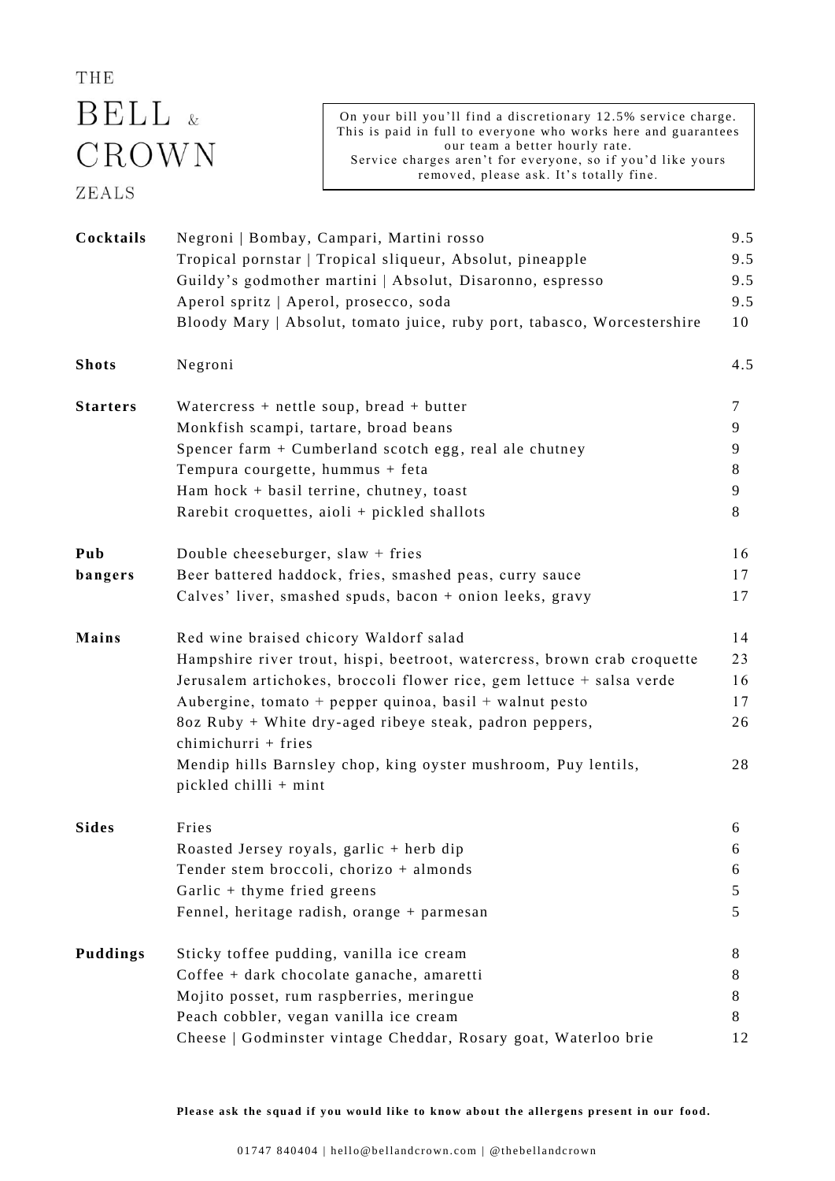THE

# BELL & CROWN

ZEALS

On your bill you'll find a discretionary 12.5% service charge. This is paid in full to everyone who works here and guarantees our team a better hourly rate. Service charges aren't for everyone, so if you'd like yours removed, please ask. It's totally fine.

| | | |
|---|---|---|
| **Cocktails** | Negroni \| Bombay, Campari, Martini rosso | 9.5 |
| | Tropical pornstar \| Tropical sliqueur, Absolut, pineapple | 9.5 |
| | Guildy's godmother martini \| Absolut, Disaronno, espresso | 9.5 |
| | Aperol spritz \| Aperol, prosecco, soda | 9.5 |
| | Bloody Mary \| Absolut, tomato juice, ruby port, tabasco, Worcestershire | 10 |
| **Shots** | Negroni | 4.5 |
| **Starters** | Watercress + nettle soup, bread + butter | 7 |
| | Monkfish scampi, tartare, broad beans | 9 |
| | Spencer farm + Cumberland scotch egg, real ale chutney | 9 |
| | Tempura courgette, hummus + feta | 8 |
| | Ham hock + basil terrine, chutney, toast | 9 |
| | Rarebit croquettes, aioli + pickled shallots | 8 |
| **Pub bangers** | Double cheeseburger, slaw + fries | 16 |
| | Beer battered haddock, fries, smashed peas, curry sauce | 17 |
| | Calves' liver, smashed spuds, bacon + onion leeks, gravy | 17 |
| **Mains** | Red wine braised chicory Waldorf salad | 14 |
| | Hampshire river trout, hispi, beetroot, watercress, brown crab croquette | 23 |
| | Jerusalem artichokes, broccoli flower rice, gem lettuce + salsa verde | 16 |
| | Aubergine, tomato + pepper quinoa, basil + walnut pesto | 17 |
| | 8oz Ruby + White dry-aged ribeye steak, padron peppers, chimichurri + fries | 26 |
| | Mendip hills Barnsley chop, king oyster mushroom, Puy lentils, pickled chilli + mint | 28 |
| **Sides** | Fries | 6 |
| | Roasted Jersey royals, garlic + herb dip | 6 |
| | Tender stem broccoli, chorizo + almonds | 6 |
| | Garlic + thyme fried greens | 5 |
| | Fennel, heritage radish, orange + parmesan | 5 |
| **Puddings** | Sticky toffee pudding, vanilla ice cream | 8 |
| | Coffee + dark chocolate ganache, amaretti | 8 |
| | Mojito posset, rum raspberries, meringue | 8 |
| | Peach cobbler, vegan vanilla ice cream | 8 |
| | Cheese \| Godminster vintage Cheddar, Rosary goat, Waterloo brie | 12 |

**Please ask the squad if you would like to know about the allergens present in our food.**

01747 840404 | hello@bellandcrown.com | @thebellandcrown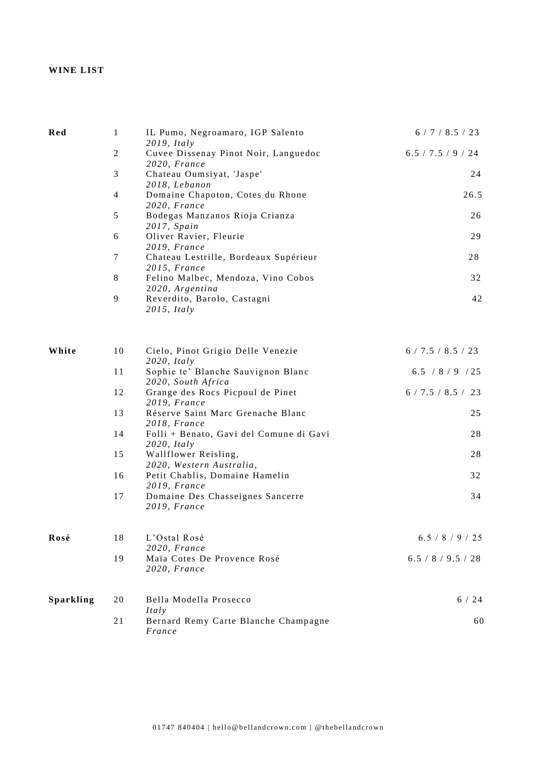**WINE LIST**

| | | | |
|---|---|---|---|
| **Red** | 1 | IL Pumo, Negroamaro, IGP Salento<br>*2019, Italy* | 6 / 7 / 8.5 / 23 |
| | 2 | Cuvee Dissenay Pinot Noir, Languedoc<br>*2020, France* | 6.5 / 7.5 / 9 / 24 |
| | 3 | Chateau Oumsiyat, 'Jaspe'<br>*2018, Lebanon* | 24 |
| | 4 | Domaine Chapoton, Cotes du Rhone<br>*2020, France* | 26.5 |
| | 5 | Bodegas Manzanos Rioja Crianza<br>*2017, Spain* | 26 |
| | 6 | Oliver Ravier, Fleurie<br>*2019, France* | 29 |
| | 7 | Chateau Lestrille, Bordeaux Supérieur<br>*2015, France* | 28 |
| | 8 | Felino Malbec, Mendoza, Vino Cobos<br>*2020, Argentina* | 32 |
| | 9 | Reverdito, Barolo, Castagni<br>*2015, Italy* | 42 |
| **White** | 10 | Cielo, Pinot Grigio Delle Venezie<br>*2020, Italy* | 6 / 7.5 / 8.5 / 23 |
| | 11 | Sophie te' Blanche Sauvignon Blanc<br>*2020, South Africa* | 6.5 / 8 / 9 / 25 |
| | 12 | Grange des Rocs Picpoul de Pinet<br>*2019, France* | 6 / 7.5 / 8.5 / 23 |
| | 13 | Réserve Saint Marc Grenache Blanc<br>*2018, France* | 25 |
| | 14 | Folli + Benato, Gavi del Comune di Gavi<br>*2020, Italy* | 28 |
| | 15 | Wallflower Reisling,<br>*2020, Western Australia,* | 28 |
| | 16 | Petit Chablis, Domaine Hamelin<br>*2019, France* | 32 |
| | 17 | Domaine Des Chasseignes Sancerre<br>*2019, France* | 34 |
| **Rosé** | 18 | L'Ostal Rosé<br>*2020, France* | 6.5 / 8 / 9 / 25 |
| | 19 | Maïa Cotes De Provence Rosé<br>*2020, France* | 6.5 / 8 / 9.5 / 28 |
| **Sparkling** | 20 | Bella Modella Prosecco<br>*Italy* | 6 / 24 |
| | 21 | Bernard Remy Carte Blanche Champagne<br>*France* | 60 |

01747 840404 | hello@bellandcrown.com | @thebellandcrown